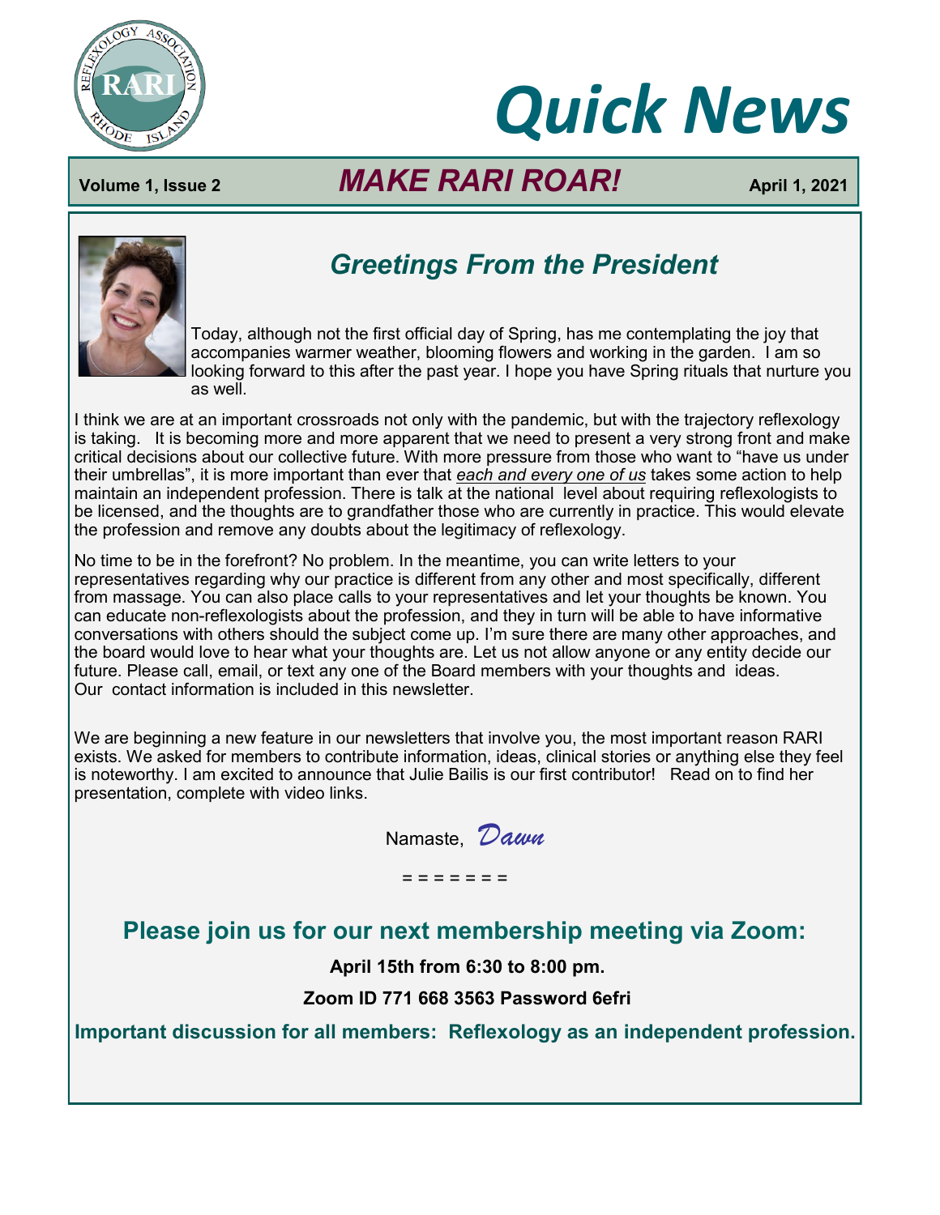# Quick News

**Volume 1, Issue 2** | ***MAKE RARI ROAR!*** | **April 1, 2021**

## *Greetings From the President*

Today, although not the first official day of Spring, has me contemplating the joy that accompanies warmer weather, blooming flowers and working in the garden. I am so looking forward to this after the past year. I hope you have Spring rituals that nurture you as well.

I think we are at an important crossroads not only with the pandemic, but with the trajectory reflexology is taking. It is becoming more and more apparent that we need to present a very strong front and make critical decisions about our collective future. With more pressure from those who want to "have us under their umbrellas", it is more important than ever that *each and every one of us* takes some action to help maintain an independent profession. There is talk at the national level about requiring reflexologists to be licensed, and the thoughts are to grandfather those who are currently in practice. This would elevate the profession and remove any doubts about the legitimacy of reflexology.

No time to be in the forefront? No problem. In the meantime, you can write letters to your representatives regarding why our practice is different from any other and most specifically, different from massage. You can also place calls to your representatives and let your thoughts be known. You can educate non-reflexologists about the profession, and they in turn will be able to have informative conversations with others should the subject come up. I'm sure there are many other approaches, and the board would love to hear what your thoughts are. Let us not allow anyone or any entity decide our future. Please call, email, or text any one of the Board members with your thoughts and ideas. Our contact information is included in this newsletter.

We are beginning a new feature in our newsletters that involve you, the most important reason RARI exists. We asked for members to contribute information, ideas, clinical stories or anything else they feel is noteworthy. I am excited to announce that Julie Bailis is our first contributor! Read on to find her presentation, complete with video links.

Namaste, *Dawn*

= = = = = = =

## Please join us for our next membership meeting via Zoom:

**April 15th from 6:30 to 8:00 pm.**

**Zoom ID 771 668 3563 Password 6efri**

**Important discussion for all members: Reflexology as an independent profession.**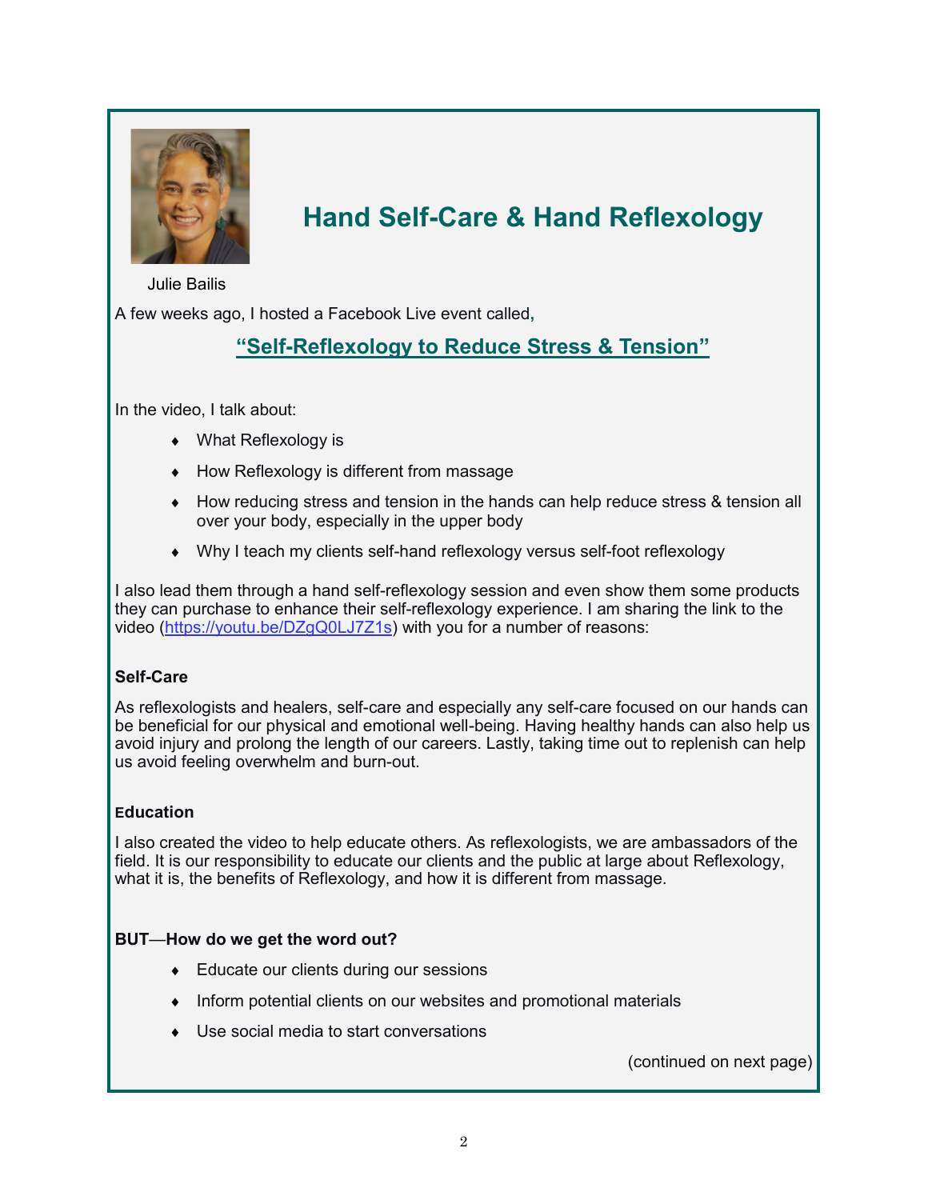# Hand Self-Care & Hand Reflexology

Julie Bailis

A few weeks ago, I hosted a Facebook Live event called,

**"Self-Reflexology to Reduce Stress & Tension"**

In the video, I talk about:

- What Reflexology is
- How Reflexology is different from massage
- How reducing stress and tension in the hands can help reduce stress & tension all over your body, especially in the upper body
- Why I teach my clients self-hand reflexology versus self-foot reflexology

I also lead them through a hand self-reflexology session and even show them some products they can purchase to enhance their self-reflexology experience. I am sharing the link to the video (https://youtu.be/DZgQ0LJ7Z1s) with you for a number of reasons:

**Self-Care**

As reflexologists and healers, self-care and especially any self-care focused on our hands can be beneficial for our physical and emotional well-being. Having healthy hands can also help us avoid injury and prolong the length of our careers. Lastly, taking time out to replenish can help us avoid feeling overwhelm and burn-out.

**Education**

I also created the video to help educate others. As reflexologists, we are ambassadors of the field. It is our responsibility to educate our clients and the public at large about Reflexology, what it is, the benefits of Reflexology, and how it is different from massage.

**BUT—How do we get the word out?**

- Educate our clients during our sessions
- Inform potential clients on our websites and promotional materials
- Use social media to start conversations

(continued on next page)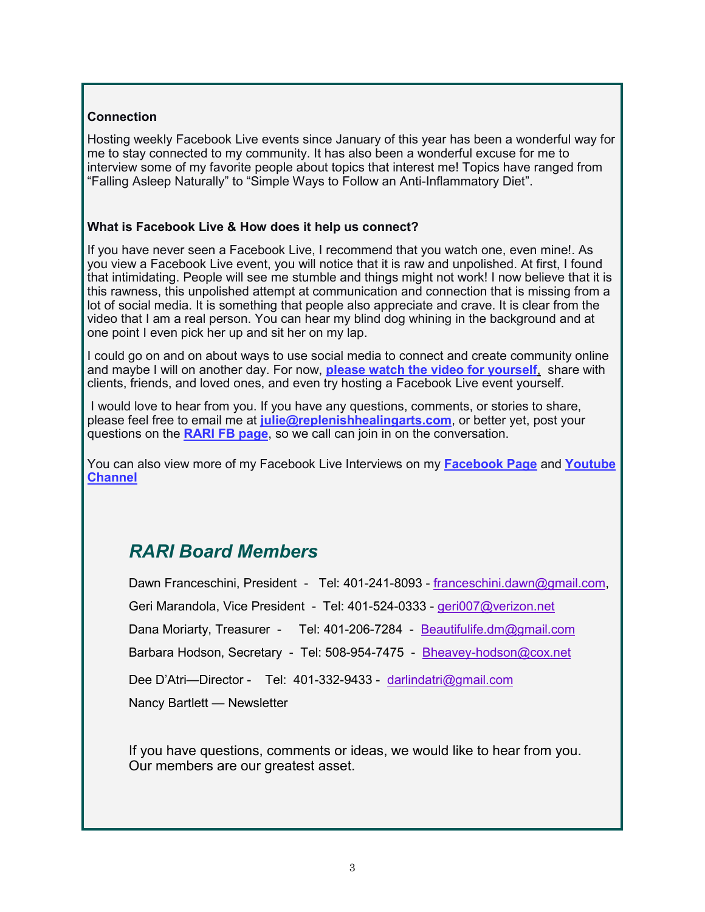**Connection**

Hosting weekly Facebook Live events since January of this year has been a wonderful way for me to stay connected to my community. It has also been a wonderful excuse for me to interview some of my favorite people about topics that interest me! Topics have ranged from “Falling Asleep Naturally” to “Simple Ways to Follow an Anti-Inflammatory Diet”.

**What is Facebook Live & How does it help us connect?**

If you have never seen a Facebook Live, I recommend that you watch one, even mine!. As you view a Facebook Live event, you will notice that it is raw and unpolished. At first, I found that intimidating. People will see me stumble and things might not work! I now believe that it is this rawness, this unpolished attempt at communication and connection that is missing from a lot of social media. It is something that people also appreciate and crave. It is clear from the video that I am a real person. You can hear my blind dog whining in the background and at one point I even pick her up and sit her on my lap.

I could go on and on about ways to use social media to connect and create community online and maybe I will on another day. For now, **please watch the video for yourself**, share with clients, friends, and loved ones, and even try hosting a Facebook Live event yourself.

I would love to hear from you. If you have any questions, comments, or stories to share, please feel free to email me at **julie@replenishhealingarts.com**, or better yet, post your questions on the **RARI FB page**, so we call can join in on the conversation.

You can also view more of my Facebook Live Interviews on my **Facebook Page** and **Youtube Channel**

## *RARI Board Members*

Dawn Franceschini, President - Tel: 401-241-8093 - franceschini.dawn@gmail.com,

Geri Marandola, Vice President - Tel: 401-524-0333 - geri007@verizon.net

Dana Moriarty, Treasurer - Tel: 401-206-7284 - Beautifulife.dm@gmail.com

Barbara Hodson, Secretary - Tel: 508-954-7475 - Bheavey-hodson@cox.net

Dee D’Atri—Director - Tel: 401-332-9433 - darlindatri@gmail.com

Nancy Bartlett — Newsletter

If you have questions, comments or ideas, we would like to hear from you. Our members are our greatest asset.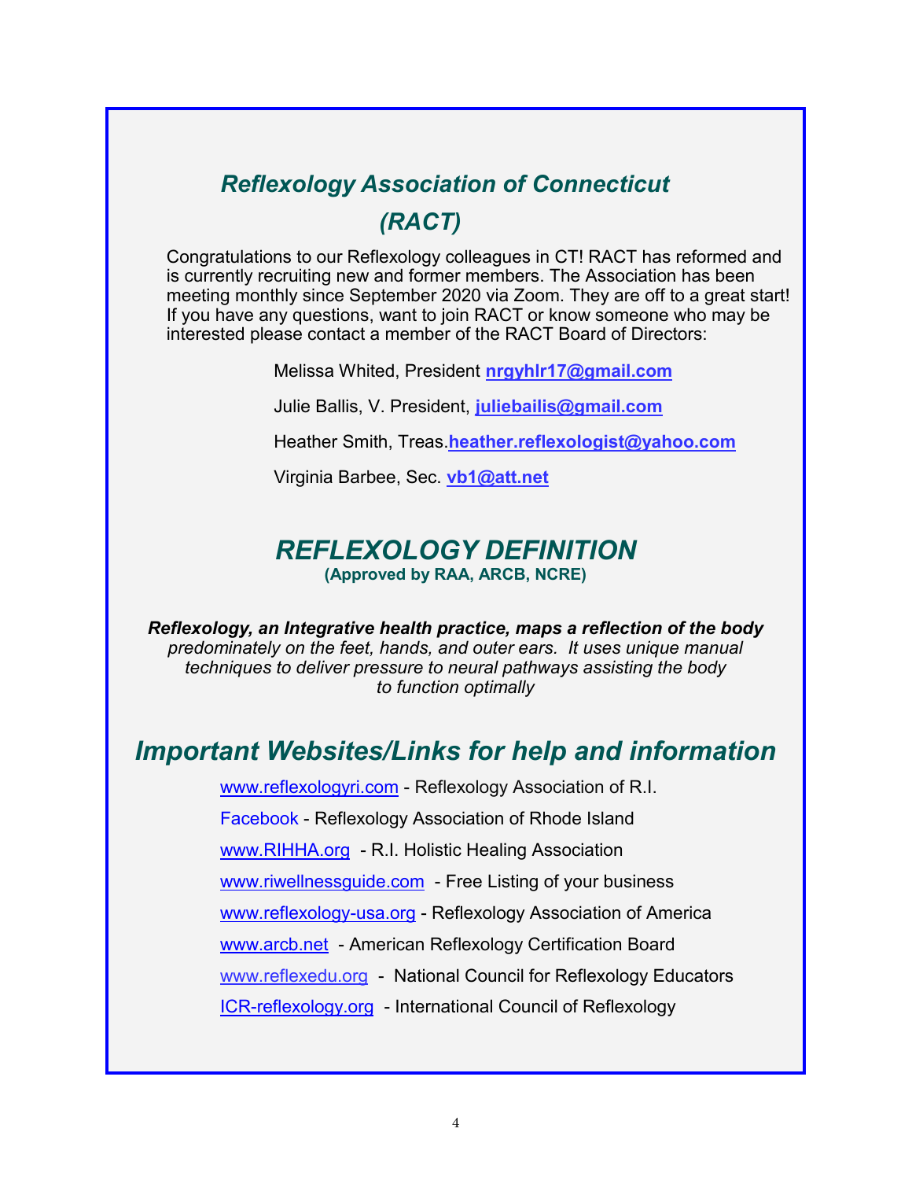## *Reflexology Association of Connecticut (RACT)*

Congratulations to our Reflexology colleagues in CT! RACT has reformed and is currently recruiting new and former members. The Association has been meeting monthly since September 2020 via Zoom. They are off to a great start! If you have any questions, want to join RACT or know someone who may be interested please contact a member of the RACT Board of Directors:

Melissa Whited, President **nrgyhlr17@gmail.com**

Julie Ballis, V. President, **juliebailis@gmail.com**

Heather Smith, Treas.**heather.reflexologist@yahoo.com**

Virginia Barbee, Sec. **vb1@att.net**

## *REFLEXOLOGY DEFINITION*

**(Approved by RAA, ARCB, NCRE)**

***Reflexology, an Integrative health practice, maps a reflection of the body*** *predominately on the feet, hands, and outer ears. It uses unique manual techniques to deliver pressure to neural pathways assisting the body to function optimally*

## *Important Websites/Links for help and information*

www.reflexologyri.com - Reflexology Association of R.I.

Facebook - Reflexology Association of Rhode Island

www.RIHHA.org - R.I. Holistic Healing Association

www.riwellnessguide.com - Free Listing of your business

www.reflexology-usa.org - Reflexology Association of America

www.arcb.net - American Reflexology Certification Board

www.reflexedu.org - National Council for Reflexology Educators

ICR-reflexology.org - International Council of Reflexology